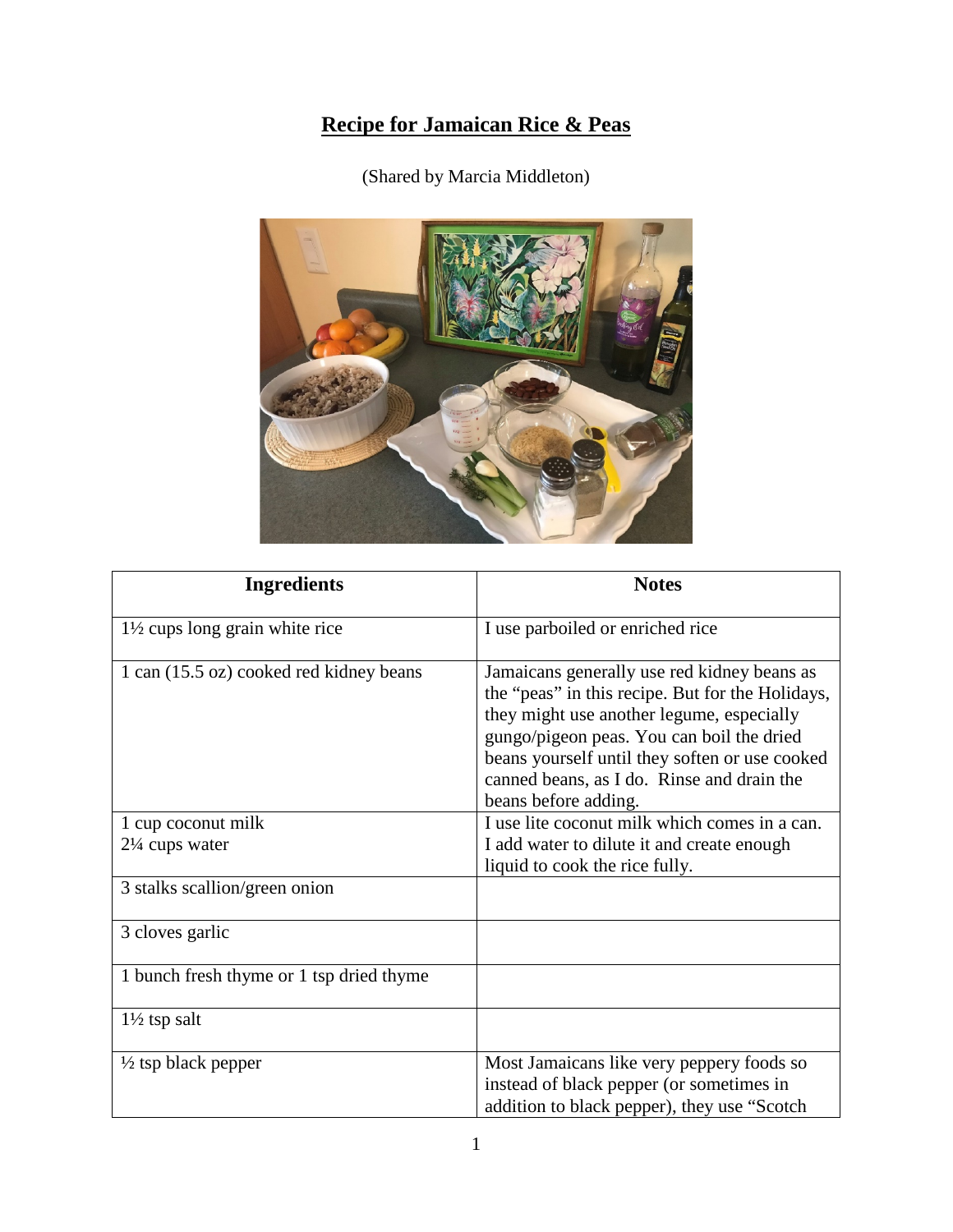# Recipe for Jamaican Rice & Peas

(Shared by Marcia Middleton)

| Ingredients | Notes |
| --- | --- |
| 1½ cups long grain white rice | I use parboiled or enriched rice |
| 1 can (15.5 oz) cooked red kidney beans | Jamaicans generally use red kidney beans as the "peas" in this recipe. But for the Holidays, they might use another legume, especially gungo/pigeon peas. You can boil the dried beans yourself until they soften or use cooked canned beans, as I do. Rinse and drain the beans before adding. |
| 1 cup coconut milk<br>2¼ cups water | I use lite coconut milk which comes in a can. I add water to dilute it and create enough liquid to cook the rice fully. |
| 3 stalks scallion/green onion | |
| 3 cloves garlic | |
| 1 bunch fresh thyme or 1 tsp dried thyme | |
| 1½ tsp salt | |
| ½ tsp black pepper | Most Jamaicans like very peppery foods so instead of black pepper (or sometimes in addition to black pepper), they use "Scotch |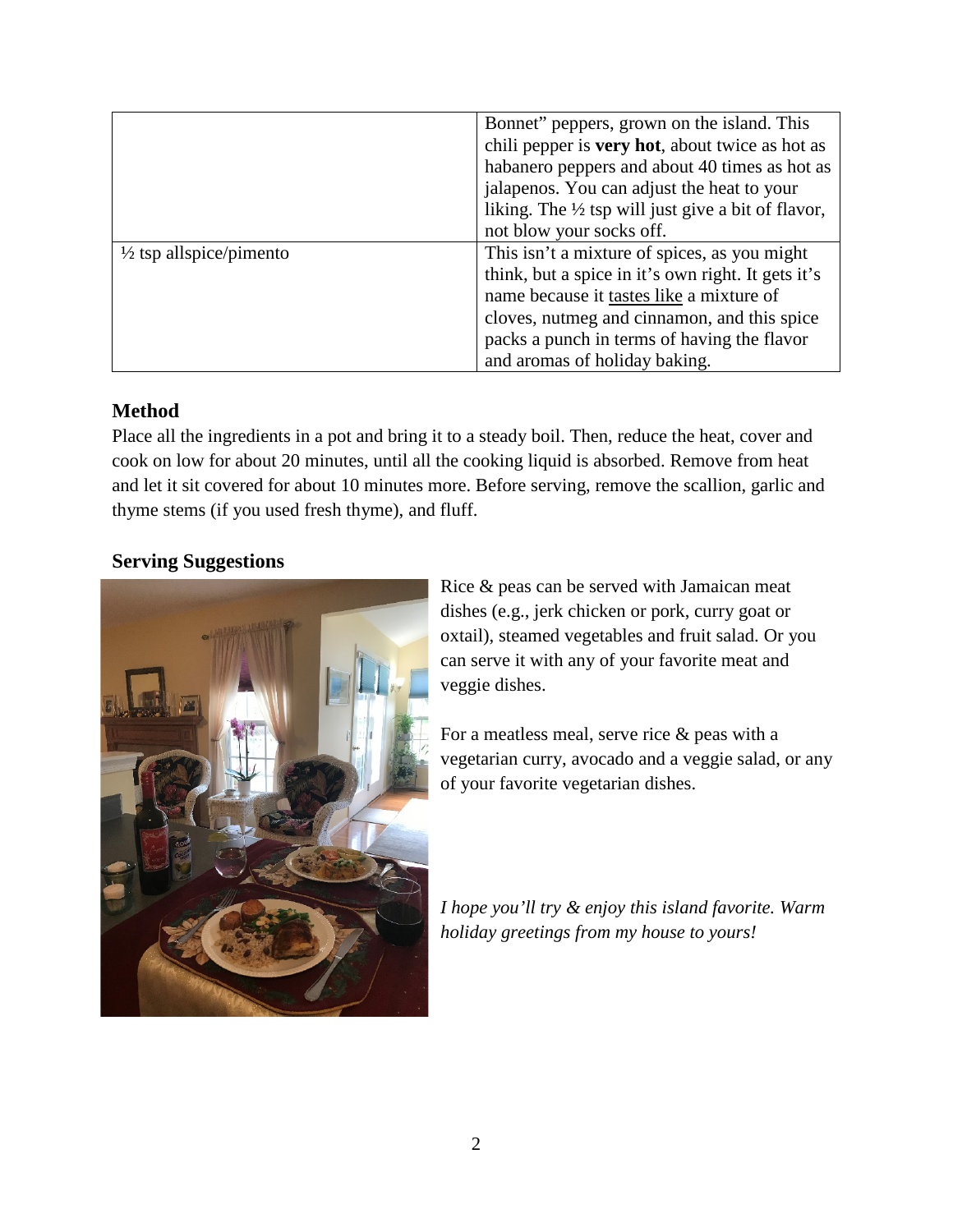| | |
|---|---|
| | Bonnet" peppers, grown on the island. This chili pepper is **very hot**, about twice as hot as habanero peppers and about 40 times as hot as jalapenos. You can adjust the heat to your liking. The ½ tsp will just give a bit of flavor, not blow your socks off. |
| ½ tsp allspice/pimento | This isn't a mixture of spices, as you might think, but a spice in it's own right. It gets it's name because it tastes like a mixture of cloves, nutmeg and cinnamon, and this spice packs a punch in terms of having the flavor and aromas of holiday baking. |

### Method

Place all the ingredients in a pot and bring it to a steady boil. Then, reduce the heat, cover and cook on low for about 20 minutes, until all the cooking liquid is absorbed. Remove from heat and let it sit covered for about 10 minutes more. Before serving, remove the scallion, garlic and thyme stems (if you used fresh thyme), and fluff.

### Serving Suggestions

Rice & peas can be served with Jamaican meat dishes (e.g., jerk chicken or pork, curry goat or oxtail), steamed vegetables and fruit salad. Or you can serve it with any of your favorite meat and veggie dishes.

For a meatless meal, serve rice & peas with a vegetarian curry, avocado and a veggie salad, or any of your favorite vegetarian dishes.

*I hope you'll try & enjoy this island favorite. Warm holiday greetings from my house to yours!*